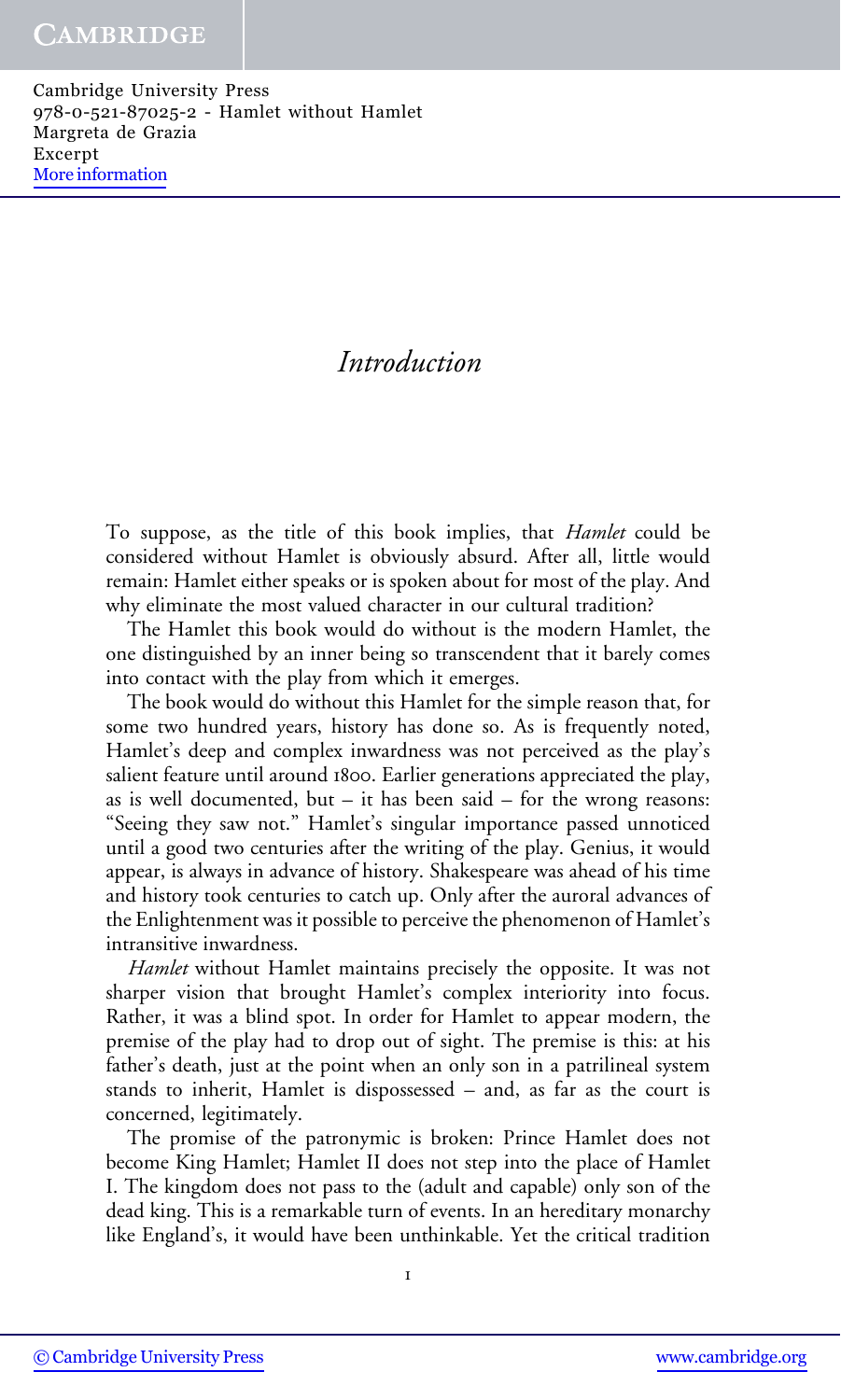# *Introduction*

To suppose, as the title of this book implies, that *Hamlet* could be considered without Hamlet is obviously absurd. After all, little would remain: Hamlet either speaks or is spoken about for most of the play. And why eliminate the most valued character in our cultural tradition?

The Hamlet this book would do without is the modern Hamlet, the one distinguished by an inner being so transcendent that it barely comes into contact with the play from which it emerges.

The book would do without this Hamlet for the simple reason that, for some two hundred years, history has done so. As is frequently noted, Hamlet's deep and complex inwardness was not perceived as the play's salient feature until around 1800. Earlier generations appreciated the play, as is well documented, but – it has been said – for the wrong reasons: "Seeing they saw not." Hamlet's singular importance passed unnoticed until a good two centuries after the writing of the play. Genius, it would appear, is always in advance of history. Shakespeare was ahead of his time and history took centuries to catch up. Only after the auroral advances of the Enlightenment was it possible to perceive the phenomenon of Hamlet's intransitive inwardness.

*Hamlet* without Hamlet maintains precisely the opposite. It was not sharper vision that brought Hamlet's complex interiority into focus. Rather, it was a blind spot. In order for Hamlet to appear modern, the premise of the play had to drop out of sight. The premise is this: at his father's death, just at the point when an only son in a patrilineal system stands to inherit, Hamlet is dispossessed – and, as far as the court is concerned, legitimately.

The promise of the patronymic is broken: Prince Hamlet does not become King Hamlet; Hamlet II does not step into the place of Hamlet I. The kingdom does not pass to the (adult and capable) only son of the dead king. This is a remarkable turn of events. In an hereditary monarchy like England's, it would have been unthinkable. Yet the critical tradition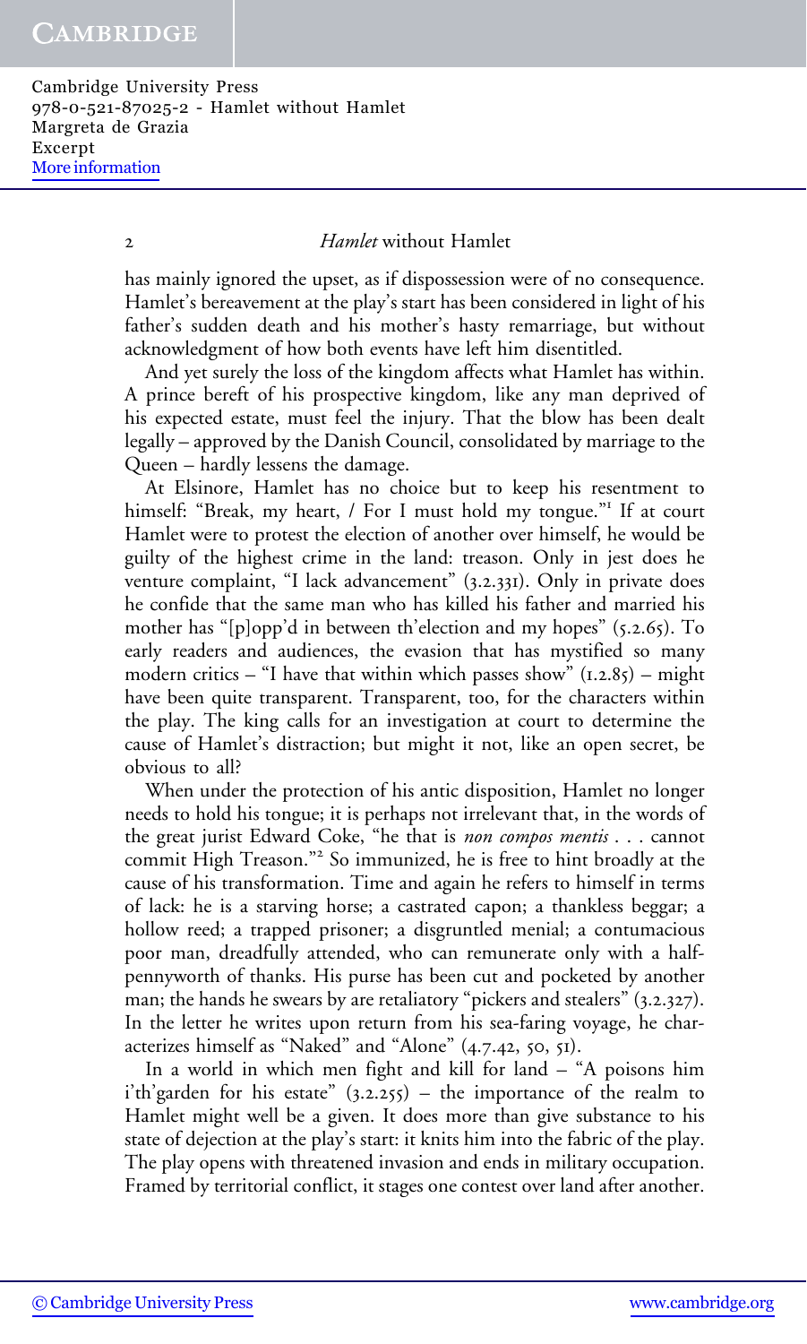has mainly ignored the upset, as if dispossession were of no consequence. Hamlet's bereavement at the play's start has been considered in light of his father's sudden death and his mother's hasty remarriage, but without acknowledgment of how both events have left him disentitled.

And yet surely the loss of the kingdom affects what Hamlet has within. A prince bereft of his prospective kingdom, like any man deprived of his expected estate, must feel the injury. That the blow has been dealt legally – approved by the Danish Council, consolidated by marriage to the Queen – hardly lessens the damage.

At Elsinore, Hamlet has no choice but to keep his resentment to himself: "Break, my heart, / For I must hold my tongue."[1] If at court Hamlet were to protest the election of another over himself, he would be guilty of the highest crime in the land: treason. Only in jest does he venture complaint, "I lack advancement" (3.2.331). Only in private does he confide that the same man who has killed his father and married his mother has "[p]opp'd in between th'election and my hopes" (5.2.65). To early readers and audiences, the evasion that has mystified so many modern critics – "I have that within which passes show" (1.2.85) – might have been quite transparent. Transparent, too, for the characters within the play. The king calls for an investigation at court to determine the cause of Hamlet's distraction; but might it not, like an open secret, be obvious to all?

When under the protection of his antic disposition, Hamlet no longer needs to hold his tongue; it is perhaps not irrelevant that, in the words of the great jurist Edward Coke, "he that is *non compos mentis* . . . cannot commit High Treason."[2] So immunized, he is free to hint broadly at the cause of his transformation. Time and again he refers to himself in terms of lack: he is a starving horse; a castrated capon; a thankless beggar; a hollow reed; a trapped prisoner; a disgruntled menial; a contumacious poor man, dreadfully attended, who can remunerate only with a half-pennyworth of thanks. His purse has been cut and pocketed by another man; the hands he swears by are retaliatory "pickers and stealers" (3.2.327). In the letter he writes upon return from his sea-faring voyage, he characterizes himself as "Naked" and "Alone" (4.7.42, 50, 51).

In a world in which men fight and kill for land – "A poisons him i'th'garden for his estate" (3.2.255) – the importance of the realm to Hamlet might well be a given. It does more than give substance to his state of dejection at the play's start: it knits him into the fabric of the play. The play opens with threatened invasion and ends in military occupation. Framed by territorial conflict, it stages one contest over land after another.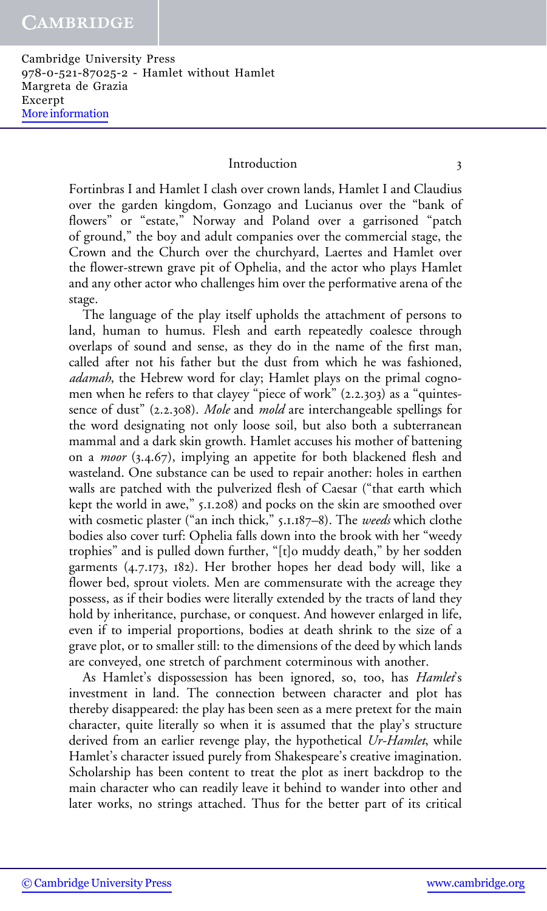Fortinbras I and Hamlet I clash over crown lands, Hamlet I and Claudius over the garden kingdom, Gonzago and Lucianus over the "bank of flowers" or "estate," Norway and Poland over a garrisoned "patch of ground," the boy and adult companies over the commercial stage, the Crown and the Church over the churchyard, Laertes and Hamlet over the flower-strewn grave pit of Ophelia, and the actor who plays Hamlet and any other actor who challenges him over the performative arena of the stage.

The language of the play itself upholds the attachment of persons to land, human to humus. Flesh and earth repeatedly coalesce through overlaps of sound and sense, as they do in the name of the first man, called after not his father but the dust from which he was fashioned, *adamah*, the Hebrew word for clay; Hamlet plays on the primal cognomen when he refers to that clayey "piece of work" (2.2.303) as a "quintessence of dust" (2.2.308). *Mole* and *mold* are interchangeable spellings for the word designating not only loose soil, but also both a subterranean mammal and a dark skin growth. Hamlet accuses his mother of battening on a *moor* (3.4.67), implying an appetite for both blackened flesh and wasteland. One substance can be used to repair another: holes in earthen walls are patched with the pulverized flesh of Caesar ("that earth which kept the world in awe," 5.1.208) and pocks on the skin are smoothed over with cosmetic plaster ("an inch thick," 5.1.187–8). The *weeds* which clothe bodies also cover turf: Ophelia falls down into the brook with her "weedy trophies" and is pulled down further, "[t]o muddy death," by her sodden garments (4.7.173, 182). Her brother hopes her dead body will, like a flower bed, sprout violets. Men are commensurate with the acreage they possess, as if their bodies were literally extended by the tracts of land they hold by inheritance, purchase, or conquest. And however enlarged in life, even if to imperial proportions, bodies at death shrink to the size of a grave plot, or to smaller still: to the dimensions of the deed by which lands are conveyed, one stretch of parchment coterminous with another.

As Hamlet's dispossession has been ignored, so, too, has *Hamlet*'s investment in land. The connection between character and plot has thereby disappeared: the play has been seen as a mere pretext for the main character, quite literally so when it is assumed that the play's structure derived from an earlier revenge play, the hypothetical *Ur-Hamlet*, while Hamlet's character issued purely from Shakespeare's creative imagination. Scholarship has been content to treat the plot as inert backdrop to the main character who can readily leave it behind to wander into other and later works, no strings attached. Thus for the better part of its critical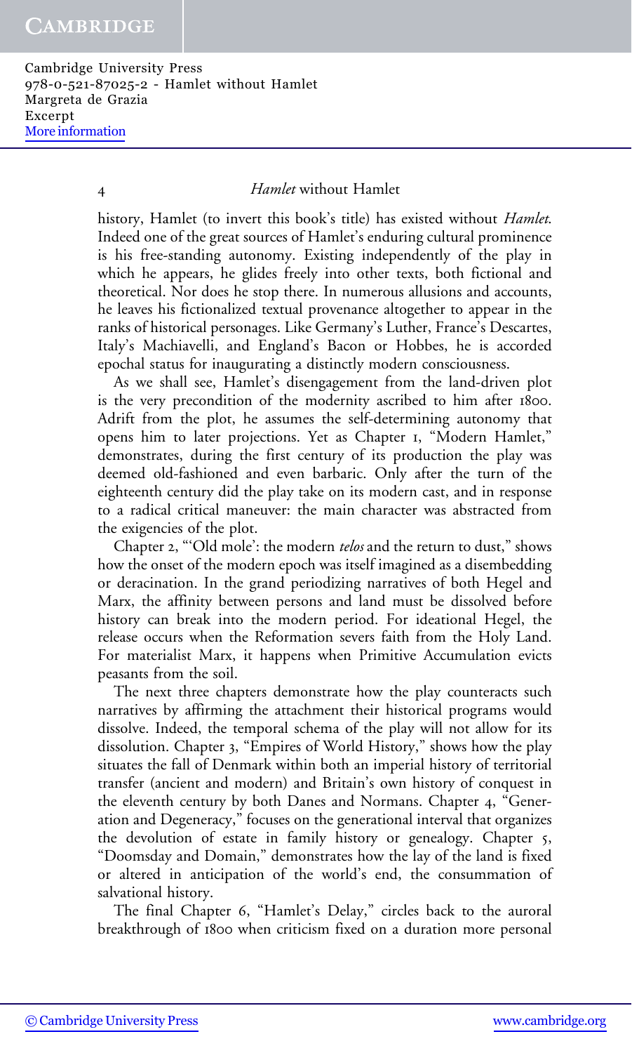history, Hamlet (to invert this book's title) has existed without *Hamlet*. Indeed one of the great sources of Hamlet's enduring cultural prominence is his free-standing autonomy. Existing independently of the play in which he appears, he glides freely into other texts, both fictional and theoretical. Nor does he stop there. In numerous allusions and accounts, he leaves his fictionalized textual provenance altogether to appear in the ranks of historical personages. Like Germany's Luther, France's Descartes, Italy's Machiavelli, and England's Bacon or Hobbes, he is accorded epochal status for inaugurating a distinctly modern consciousness.

As we shall see, Hamlet's disengagement from the land-driven plot is the very precondition of the modernity ascribed to him after 1800. Adrift from the plot, he assumes the self-determining autonomy that opens him to later projections. Yet as Chapter 1, "Modern Hamlet," demonstrates, during the first century of its production the play was deemed old-fashioned and even barbaric. Only after the turn of the eighteenth century did the play take on its modern cast, and in response to a radical critical maneuver: the main character was abstracted from the exigencies of the plot.

Chapter 2, "'Old mole': the modern *telos* and the return to dust," shows how the onset of the modern epoch was itself imagined as a disembedding or deracination. In the grand periodizing narratives of both Hegel and Marx, the affinity between persons and land must be dissolved before history can break into the modern period. For ideational Hegel, the release occurs when the Reformation severs faith from the Holy Land. For materialist Marx, it happens when Primitive Accumulation evicts peasants from the soil.

The next three chapters demonstrate how the play counteracts such narratives by affirming the attachment their historical programs would dissolve. Indeed, the temporal schema of the play will not allow for its dissolution. Chapter 3, "Empires of World History," shows how the play situates the fall of Denmark within both an imperial history of territorial transfer (ancient and modern) and Britain's own history of conquest in the eleventh century by both Danes and Normans. Chapter 4, "Generation and Degeneracy," focuses on the generational interval that organizes the devolution of estate in family history or genealogy. Chapter 5, "Doomsday and Domain," demonstrates how the lay of the land is fixed or altered in anticipation of the world's end, the consummation of salvational history.

The final Chapter 6, "Hamlet's Delay," circles back to the auroral breakthrough of 1800 when criticism fixed on a duration more personal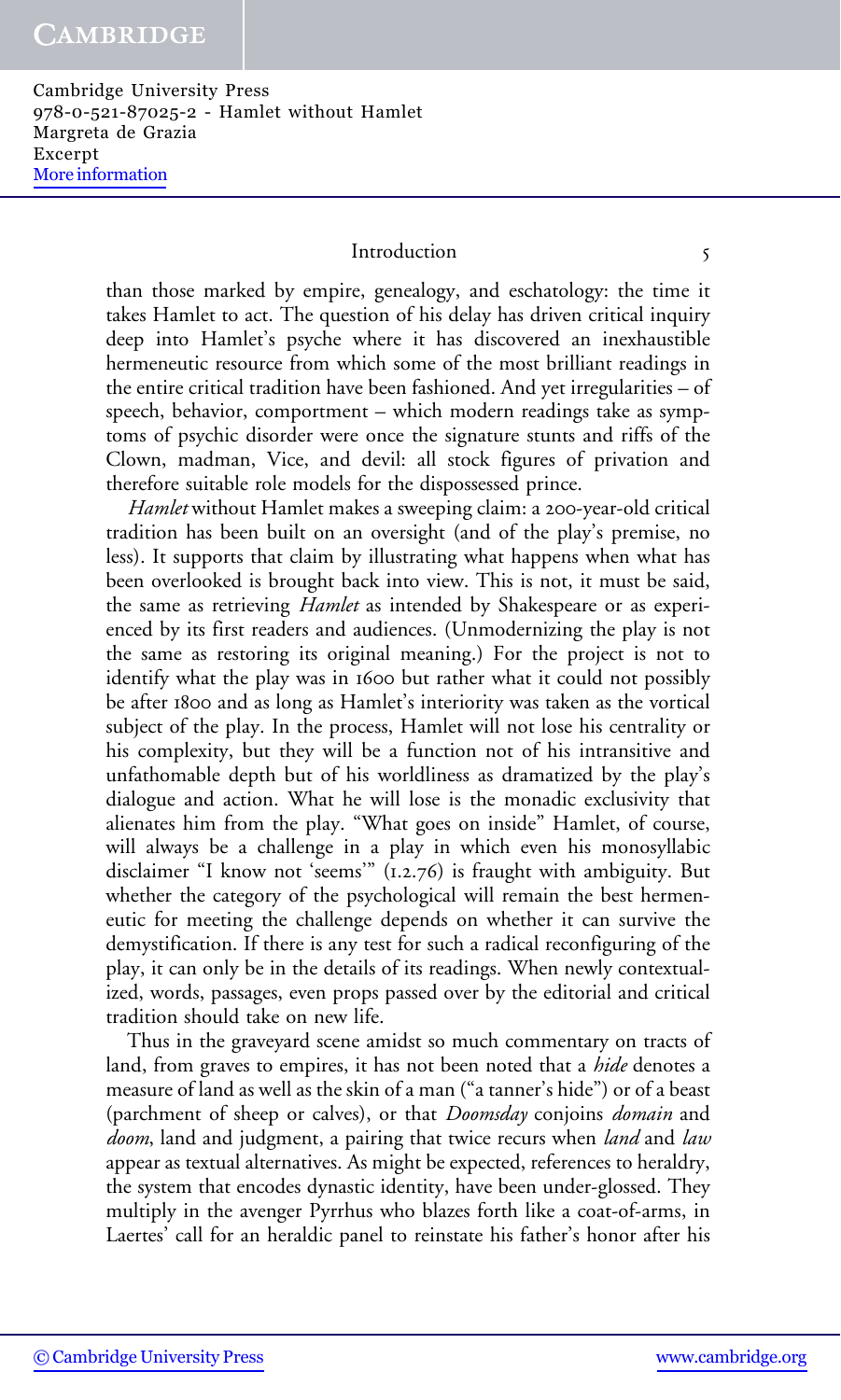than those marked by empire, genealogy, and eschatology: the time it takes Hamlet to act. The question of his delay has driven critical inquiry deep into Hamlet's psyche where it has discovered an inexhaustible hermeneutic resource from which some of the most brilliant readings in the entire critical tradition have been fashioned. And yet irregularities – of speech, behavior, comportment – which modern readings take as symptoms of psychic disorder were once the signature stunts and riffs of the Clown, madman, Vice, and devil: all stock figures of privation and therefore suitable role models for the dispossessed prince.

*Hamlet* without Hamlet makes a sweeping claim: a 200-year-old critical tradition has been built on an oversight (and of the play's premise, no less). It supports that claim by illustrating what happens when what has been overlooked is brought back into view. This is not, it must be said, the same as retrieving *Hamlet* as intended by Shakespeare or as experienced by its first readers and audiences. (Unmodernizing the play is not the same as restoring its original meaning.) For the project is not to identify what the play was in 1600 but rather what it could not possibly be after 1800 and as long as Hamlet's interiority was taken as the vortical subject of the play. In the process, Hamlet will not lose his centrality or his complexity, but they will be a function not of his intransitive and unfathomable depth but of his worldliness as dramatized by the play's dialogue and action. What he will lose is the monadic exclusivity that alienates him from the play. "What goes on inside" Hamlet, of course, will always be a challenge in a play in which even his monosyllabic disclaimer "I know not 'seems'" (1.2.76) is fraught with ambiguity. But whether the category of the psychological will remain the best hermeneutic for meeting the challenge depends on whether it can survive the demystification. If there is any test for such a radical reconfiguring of the play, it can only be in the details of its readings. When newly contextualized, words, passages, even props passed over by the editorial and critical tradition should take on new life.

Thus in the graveyard scene amidst so much commentary on tracts of land, from graves to empires, it has not been noted that a *hide* denotes a measure of land as well as the skin of a man ("a tanner's hide") or of a beast (parchment of sheep or calves), or that *Doomsday* conjoins *domain* and *doom*, land and judgment, a pairing that twice recurs when *land* and *law* appear as textual alternatives. As might be expected, references to heraldry, the system that encodes dynastic identity, have been under-glossed. They multiply in the avenger Pyrrhus who blazes forth like a coat-of-arms, in Laertes' call for an heraldic panel to reinstate his father's honor after his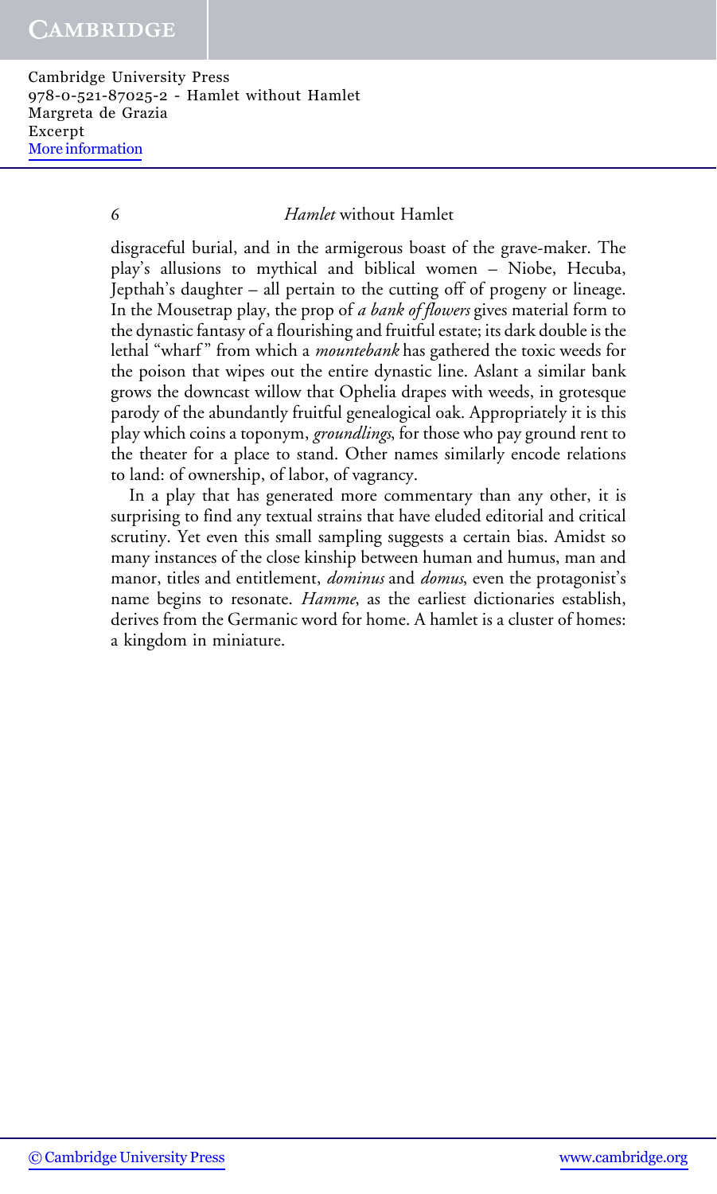disgraceful burial, and in the armigerous boast of the grave-maker. The play's allusions to mythical and biblical women – Niobe, Hecuba, Jepthah's daughter – all pertain to the cutting off of progeny or lineage. In the Mousetrap play, the prop of *a bank of flowers* gives material form to the dynastic fantasy of a flourishing and fruitful estate; its dark double is the lethal "wharf" from which a *mountebank* has gathered the toxic weeds for the poison that wipes out the entire dynastic line. Aslant a similar bank grows the downcast willow that Ophelia drapes with weeds, in grotesque parody of the abundantly fruitful genealogical oak. Appropriately it is this play which coins a toponym, *groundlings*, for those who pay ground rent to the theater for a place to stand. Other names similarly encode relations to land: of ownership, of labor, of vagrancy.

In a play that has generated more commentary than any other, it is surprising to find any textual strains that have eluded editorial and critical scrutiny. Yet even this small sampling suggests a certain bias. Amidst so many instances of the close kinship between human and humus, man and manor, titles and entitlement, *dominus* and *domus*, even the protagonist's name begins to resonate. *Hamme*, as the earliest dictionaries establish, derives from the Germanic word for home. A hamlet is a cluster of homes: a kingdom in miniature.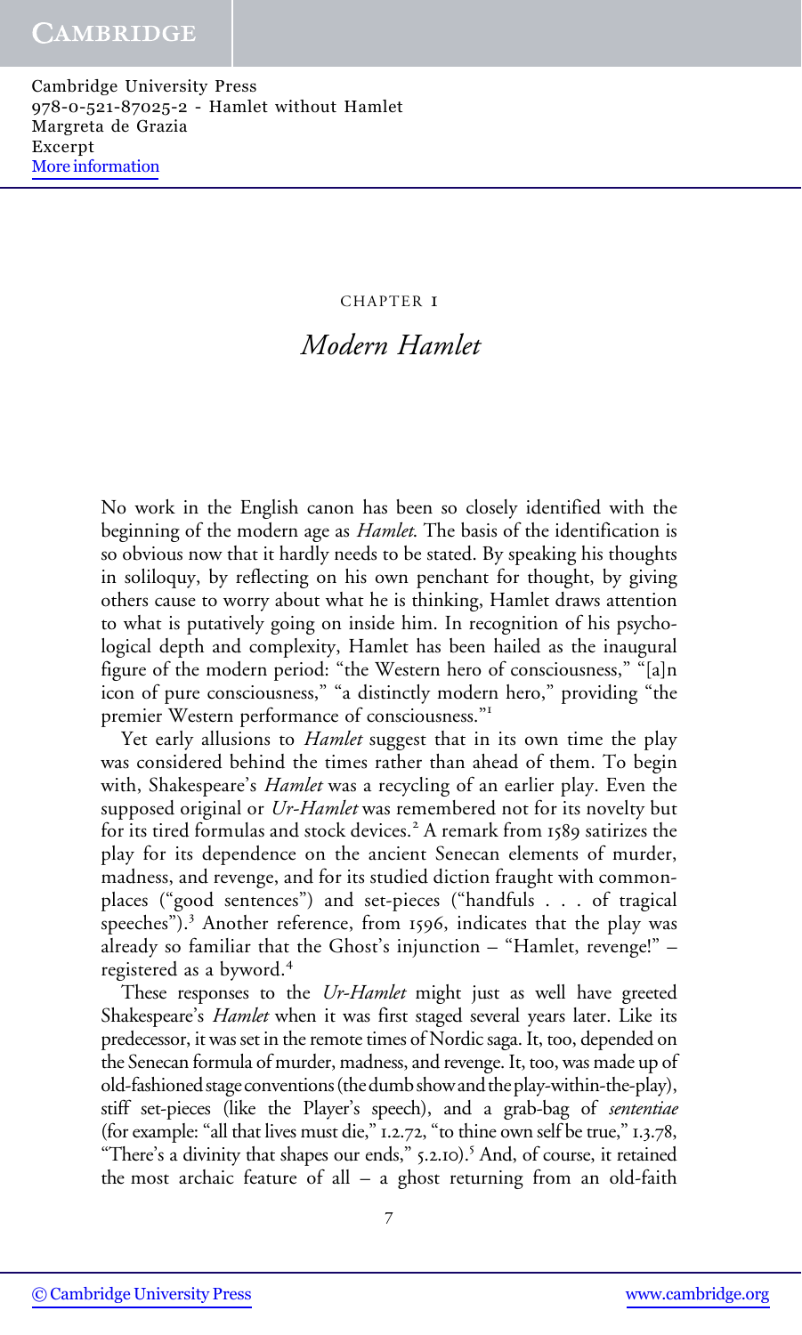CHAPTER 1

# *Modern Hamlet*

No work in the English canon has been so closely identified with the beginning of the modern age as *Hamlet*. The basis of the identification is so obvious now that it hardly needs to be stated. By speaking his thoughts in soliloquy, by reflecting on his own penchant for thought, by giving others cause to worry about what he is thinking, Hamlet draws attention to what is putatively going on inside him. In recognition of his psychological depth and complexity, Hamlet has been hailed as the inaugural figure of the modern period: "the Western hero of consciousness," "[a]n icon of pure consciousness," "a distinctly modern hero," providing "the premier Western performance of consciousness."[1]

Yet early allusions to *Hamlet* suggest that in its own time the play was considered behind the times rather than ahead of them. To begin with, Shakespeare's *Hamlet* was a recycling of an earlier play. Even the supposed original or *Ur-Hamlet* was remembered not for its novelty but for its tired formulas and stock devices.[2] A remark from 1589 satirizes the play for its dependence on the ancient Senecan elements of murder, madness, and revenge, and for its studied diction fraught with commonplaces ("good sentences") and set-pieces ("handfuls . . . of tragical speeches").[3] Another reference, from 1596, indicates that the play was already so familiar that the Ghost's injunction – "Hamlet, revenge!" – registered as a byword.[4]

These responses to the *Ur-Hamlet* might just as well have greeted Shakespeare's *Hamlet* when it was first staged several years later. Like its predecessor, it was set in the remote times of Nordic saga. It, too, depended on the Senecan formula of murder, madness, and revenge. It, too, was made up of old-fashioned stage conventions (the dumb show and the play-within-the-play), stiff set-pieces (like the Player's speech), and a grab-bag of *sententiae* (for example: "all that lives must die," 1.2.72, "to thine own self be true," 1.3.78, "There's a divinity that shapes our ends," 5.2.10).[5] And, of course, it retained the most archaic feature of all – a ghost returning from an old-faith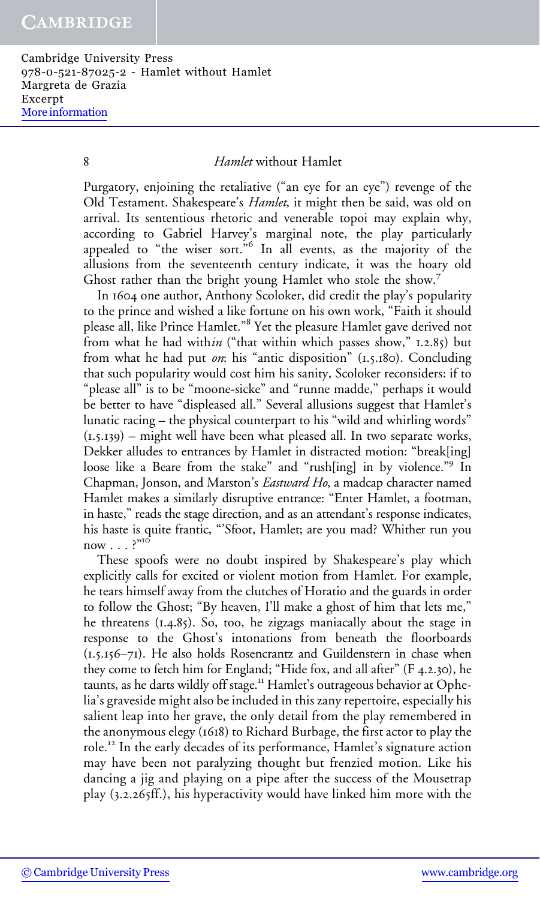Purgatory, enjoining the retaliative ("an eye for an eye") revenge of the Old Testament. Shakespeare's *Hamlet*, it might then be said, was old on arrival. Its sententious rhetoric and venerable topoi may explain why, according to Gabriel Harvey's marginal note, the play particularly appealed to "the wiser sort."[6] In all events, as the majority of the allusions from the seventeenth century indicate, it was the hoary old Ghost rather than the bright young Hamlet who stole the show.[7]

In 1604 one author, Anthony Scoloker, did credit the play's popularity to the prince and wished a like fortune on his own work, "Faith it should please all, like Prince Hamlet."[8] Yet the pleasure Hamlet gave derived not from what he had with*in* ("that within which passes show," 1.2.85) but from what he had put *on*: his "antic disposition" (1.5.180). Concluding that such popularity would cost him his sanity, Scoloker reconsiders: if to "please all" is to be "moone-sicke" and "runne madde," perhaps it would be better to have "displeased all." Several allusions suggest that Hamlet's lunatic racing – the physical counterpart to his "wild and whirling words" (1.5.139) – might well have been what pleased all. In two separate works, Dekker alludes to entrances by Hamlet in distracted motion: "break[ing] loose like a Beare from the stake" and "rush[ing] in by violence."[9] In Chapman, Jonson, and Marston's *Eastward Ho*, a madcap character named Hamlet makes a similarly disruptive entrance: "Enter Hamlet, a footman, in haste," reads the stage direction, and as an attendant's response indicates, his haste is quite frantic, "'Sfoot, Hamlet; are you mad? Whither run you now . . . ?"[10]

These spoofs were no doubt inspired by Shakespeare's play which explicitly calls for excited or violent motion from Hamlet. For example, he tears himself away from the clutches of Horatio and the guards in order to follow the Ghost; "By heaven, I'll make a ghost of him that lets me," he threatens (1.4.85). So, too, he zigzags maniacally about the stage in response to the Ghost's intonations from beneath the floorboards (1.5.156–71). He also holds Rosencrantz and Guildenstern in chase when they come to fetch him for England; "Hide fox, and all after" (F 4.2.30), he taunts, as he darts wildly off stage.[11] Hamlet's outrageous behavior at Ophelia's graveside might also be included in this zany repertoire, especially his salient leap into her grave, the only detail from the play remembered in the anonymous elegy (1618) to Richard Burbage, the first actor to play the role.[12] In the early decades of its performance, Hamlet's signature action may have been not paralyzing thought but frenzied motion. Like his dancing a jig and playing on a pipe after the success of the Mousetrap play (3.2.265ff.), his hyperactivity would have linked him more with the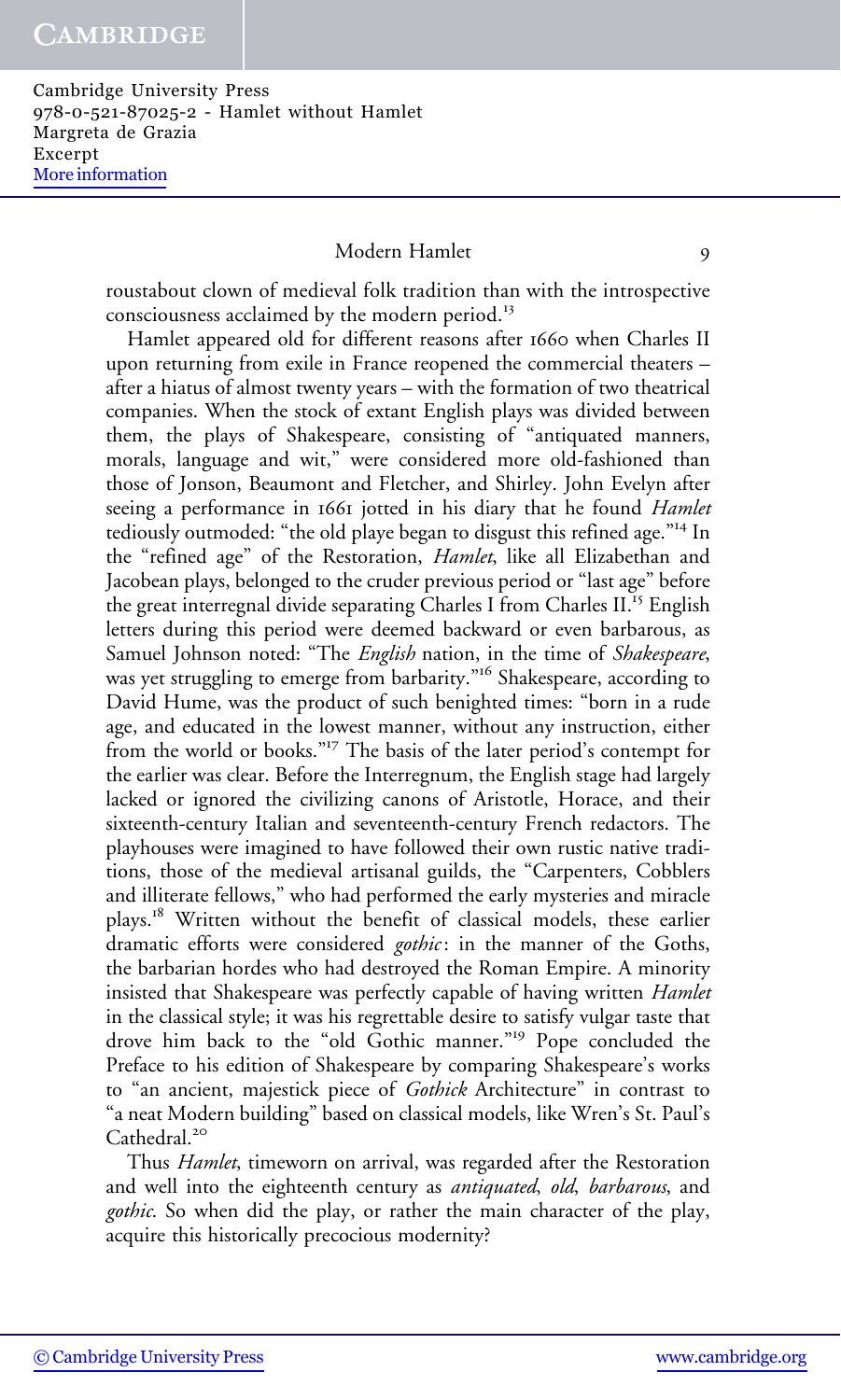roustabout clown of medieval folk tradition than with the introspective consciousness acclaimed by the modern period.[13]

Hamlet appeared old for different reasons after 1660 when Charles II upon returning from exile in France reopened the commercial theaters – after a hiatus of almost twenty years – with the formation of two theatrical companies. When the stock of extant English plays was divided between them, the plays of Shakespeare, consisting of "antiquated manners, morals, language and wit," were considered more old-fashioned than those of Jonson, Beaumont and Fletcher, and Shirley. John Evelyn after seeing a performance in 1661 jotted in his diary that he found *Hamlet* tediously outmoded: "the old playe began to disgust this refined age."[14] In the "refined age" of the Restoration, *Hamlet*, like all Elizabethan and Jacobean plays, belonged to the cruder previous period or "last age" before the great interregnal divide separating Charles I from Charles II.[15] English letters during this period were deemed backward or even barbarous, as Samuel Johnson noted: "The *English* nation, in the time of *Shakespeare*, was yet struggling to emerge from barbarity."[16] Shakespeare, according to David Hume, was the product of such benighted times: "born in a rude age, and educated in the lowest manner, without any instruction, either from the world or books."[17] The basis of the later period's contempt for the earlier was clear. Before the Interregnum, the English stage had largely lacked or ignored the civilizing canons of Aristotle, Horace, and their sixteenth-century Italian and seventeenth-century French redactors. The playhouses were imagined to have followed their own rustic native traditions, those of the medieval artisanal guilds, the "Carpenters, Cobblers and illiterate fellows," who had performed the early mysteries and miracle plays.[18] Written without the benefit of classical models, these earlier dramatic efforts were considered *gothic*: in the manner of the Goths, the barbarian hordes who had destroyed the Roman Empire. A minority insisted that Shakespeare was perfectly capable of having written *Hamlet* in the classical style; it was his regrettable desire to satisfy vulgar taste that drove him back to the "old Gothic manner."[19] Pope concluded the Preface to his edition of Shakespeare by comparing Shakespeare's works to "an ancient, majestick piece of *Gothick* Architecture" in contrast to "a neat Modern building" based on classical models, like Wren's St. Paul's Cathedral.[20]

Thus *Hamlet*, timeworn on arrival, was regarded after the Restoration and well into the eighteenth century as *antiquated*, *old*, *barbarous*, and *gothic*. So when did the play, or rather the main character of the play, acquire this historically precocious modernity?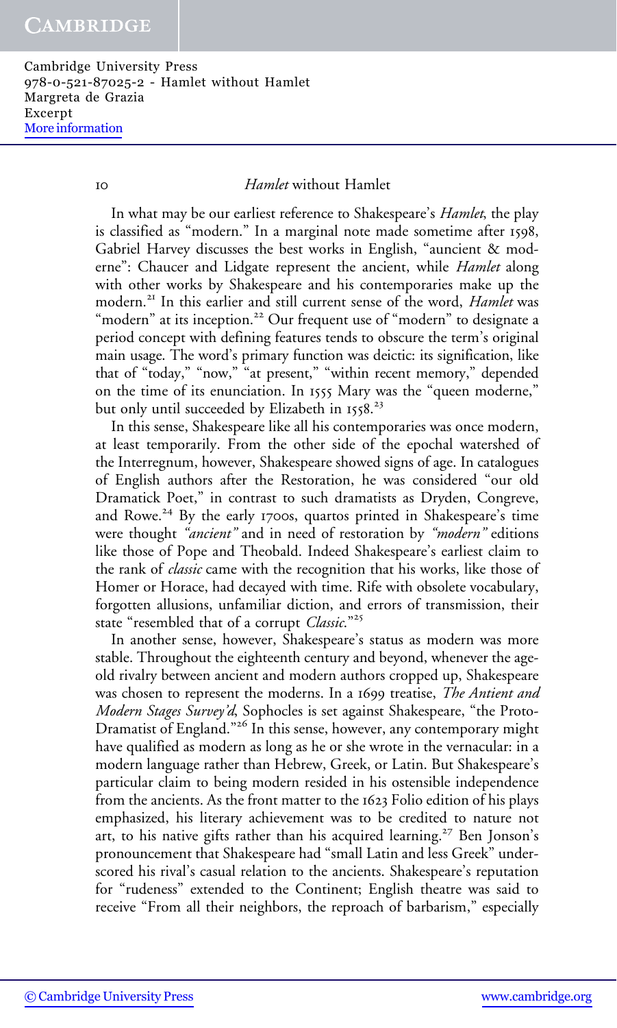In what may be our earliest reference to Shakespeare's *Hamlet*, the play is classified as "modern." In a marginal note made sometime after 1598, Gabriel Harvey discusses the best works in English, "auncient & moderne": Chaucer and Lidgate represent the ancient, while *Hamlet* along with other works by Shakespeare and his contemporaries make up the modern.[21] In this earlier and still current sense of the word, *Hamlet* was "modern" at its inception.[22] Our frequent use of "modern" to designate a period concept with defining features tends to obscure the term's original main usage. The word's primary function was deictic: its signification, like that of "today," "now," "at present," "within recent memory," depended on the time of its enunciation. In 1555 Mary was the "queen moderne," but only until succeeded by Elizabeth in 1558.[23]

In this sense, Shakespeare like all his contemporaries was once modern, at least temporarily. From the other side of the epochal watershed of the Interregnum, however, Shakespeare showed signs of age. In catalogues of English authors after the Restoration, he was considered "our old Dramatick Poet," in contrast to such dramatists as Dryden, Congreve, and Rowe.[24] By the early 1700s, quartos printed in Shakespeare's time were thought *"ancient"* and in need of restoration by *"modern"* editions like those of Pope and Theobald. Indeed Shakespeare's earliest claim to the rank of *classic* came with the recognition that his works, like those of Homer or Horace, had decayed with time. Rife with obsolete vocabulary, forgotten allusions, unfamiliar diction, and errors of transmission, their state "resembled that of a corrupt *Classic*."[25]

In another sense, however, Shakespeare's status as modern was more stable. Throughout the eighteenth century and beyond, whenever the age-old rivalry between ancient and modern authors cropped up, Shakespeare was chosen to represent the moderns. In a 1699 treatise, *The Antient and Modern Stages Survey'd*, Sophocles is set against Shakespeare, "the Proto-Dramatist of England."[26] In this sense, however, any contemporary might have qualified as modern as long as he or she wrote in the vernacular: in a modern language rather than Hebrew, Greek, or Latin. But Shakespeare's particular claim to being modern resided in his ostensible independence from the ancients. As the front matter to the 1623 Folio edition of his plays emphasized, his literary achievement was to be credited to nature not art, to his native gifts rather than his acquired learning.[27] Ben Jonson's pronouncement that Shakespeare had "small Latin and less Greek" underscored his rival's casual relation to the ancients. Shakespeare's reputation for "rudeness" extended to the Continent; English theatre was said to receive "From all their neighbors, the reproach of barbarism," especially